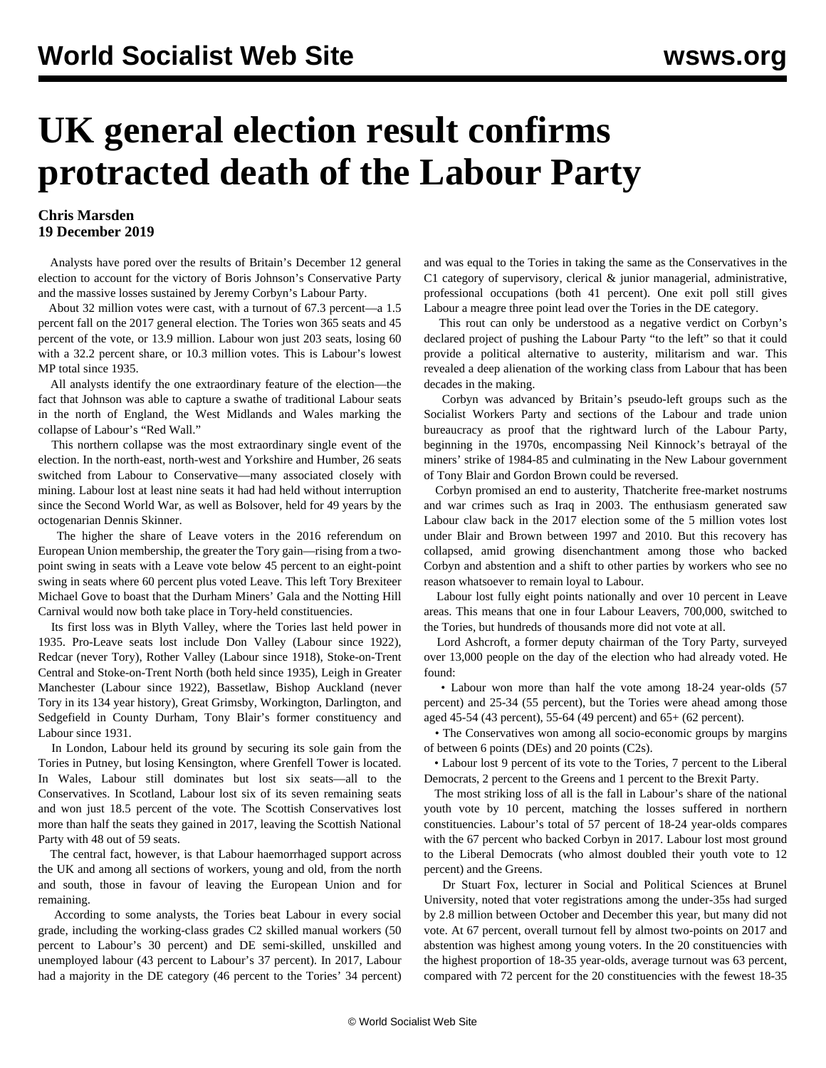# UK general election result confirms protracted death of the Labour Party

**Chris Marsden**
**19 December 2019**

Analysts have pored over the results of Britain's December 12 general election to account for the victory of Boris Johnson's Conservative Party and the massive losses sustained by Jeremy Corbyn's Labour Party.

About 32 million votes were cast, with a turnout of 67.3 percent—a 1.5 percent fall on the 2017 general election. The Tories won 365 seats and 45 percent of the vote, or 13.9 million. Labour won just 203 seats, losing 60 with a 32.2 percent share, or 10.3 million votes. This is Labour's lowest MP total since 1935.

All analysts identify the one extraordinary feature of the election—the fact that Johnson was able to capture a swathe of traditional Labour seats in the north of England, the West Midlands and Wales marking the collapse of Labour's "Red Wall."

This northern collapse was the most extraordinary single event of the election. In the north-east, north-west and Yorkshire and Humber, 26 seats switched from Labour to Conservative—many associated closely with mining. Labour lost at least nine seats it had had held without interruption since the Second World War, as well as Bolsover, held for 49 years by the octogenarian Dennis Skinner.

The higher the share of Leave voters in the 2016 referendum on European Union membership, the greater the Tory gain—rising from a two-point swing in seats with a Leave vote below 45 percent to an eight-point swing in seats where 60 percent plus voted Leave. This left Tory Brexiteer Michael Gove to boast that the Durham Miners' Gala and the Notting Hill Carnival would now both take place in Tory-held constituencies.

Its first loss was in Blyth Valley, where the Tories last held power in 1935. Pro-Leave seats lost include Don Valley (Labour since 1922), Redcar (never Tory), Rother Valley (Labour since 1918), Stoke-on-Trent Central and Stoke-on-Trent North (both held since 1935), Leigh in Greater Manchester (Labour since 1922), Bassetlaw, Bishop Auckland (never Tory in its 134 year history), Great Grimsby, Workington, Darlington, and Sedgefield in County Durham, Tony Blair's former constituency and Labour since 1931.

In London, Labour held its ground by securing its sole gain from the Tories in Putney, but losing Kensington, where Grenfell Tower is located. In Wales, Labour still dominates but lost six seats—all to the Conservatives. In Scotland, Labour lost six of its seven remaining seats and won just 18.5 percent of the vote. The Scottish Conservatives lost more than half the seats they gained in 2017, leaving the Scottish National Party with 48 out of 59 seats.

The central fact, however, is that Labour haemorrhaged support across the UK and among all sections of workers, young and old, from the north and south, those in favour of leaving the European Union and for remaining.

According to some analysts, the Tories beat Labour in every social grade, including the working-class grades C2 skilled manual workers (50 percent to Labour's 30 percent) and DE semi-skilled, unskilled and unemployed labour (43 percent to Labour's 37 percent). In 2017, Labour had a majority in the DE category (46 percent to the Tories' 34 percent) and was equal to the Tories in taking the same as the Conservatives in the C1 category of supervisory, clerical & junior managerial, administrative, professional occupations (both 41 percent). One exit poll still gives Labour a meagre three point lead over the Tories in the DE category.

This rout can only be understood as a negative verdict on Corbyn's declared project of pushing the Labour Party "to the left" so that it could provide a political alternative to austerity, militarism and war. This revealed a deep alienation of the working class from Labour that has been decades in the making.

Corbyn was advanced by Britain's pseudo-left groups such as the Socialist Workers Party and sections of the Labour and trade union bureaucracy as proof that the rightward lurch of the Labour Party, beginning in the 1970s, encompassing Neil Kinnock's betrayal of the miners' strike of 1984-85 and culminating in the New Labour government of Tony Blair and Gordon Brown could be reversed.

Corbyn promised an end to austerity, Thatcherite free-market nostrums and war crimes such as Iraq in 2003. The enthusiasm generated saw Labour claw back in the 2017 election some of the 5 million votes lost under Blair and Brown between 1997 and 2010. But this recovery has collapsed, amid growing disenchantment among those who backed Corbyn and abstention and a shift to other parties by workers who see no reason whatsoever to remain loyal to Labour.

Labour lost fully eight points nationally and over 10 percent in Leave areas. This means that one in four Labour Leavers, 700,000, switched to the Tories, but hundreds of thousands more did not vote at all.

Lord Ashcroft, a former deputy chairman of the Tory Party, surveyed over 13,000 people on the day of the election who had already voted. He found:

- Labour won more than half the vote among 18-24 year-olds (57 percent) and 25-34 (55 percent), but the Tories were ahead among those aged 45-54 (43 percent), 55-64 (49 percent) and 65+ (62 percent).
- The Conservatives won among all socio-economic groups by margins of between 6 points (DEs) and 20 points (C2s).
- Labour lost 9 percent of its vote to the Tories, 7 percent to the Liberal Democrats, 2 percent to the Greens and 1 percent to the Brexit Party.

The most striking loss of all is the fall in Labour's share of the national youth vote by 10 percent, matching the losses suffered in northern constituencies. Labour's total of 57 percent of 18-24 year-olds compares with the 67 percent who backed Corbyn in 2017. Labour lost most ground to the Liberal Democrats (who almost doubled their youth vote to 12 percent) and the Greens.

Dr Stuart Fox, lecturer in Social and Political Sciences at Brunel University, noted that voter registrations among the under-35s had surged by 2.8 million between October and December this year, but many did not vote. At 67 percent, overall turnout fell by almost two-points on 2017 and abstention was highest among young voters. In the 20 constituencies with the highest proportion of 18-35 year-olds, average turnout was 63 percent, compared with 72 percent for the 20 constituencies with the fewest 18-35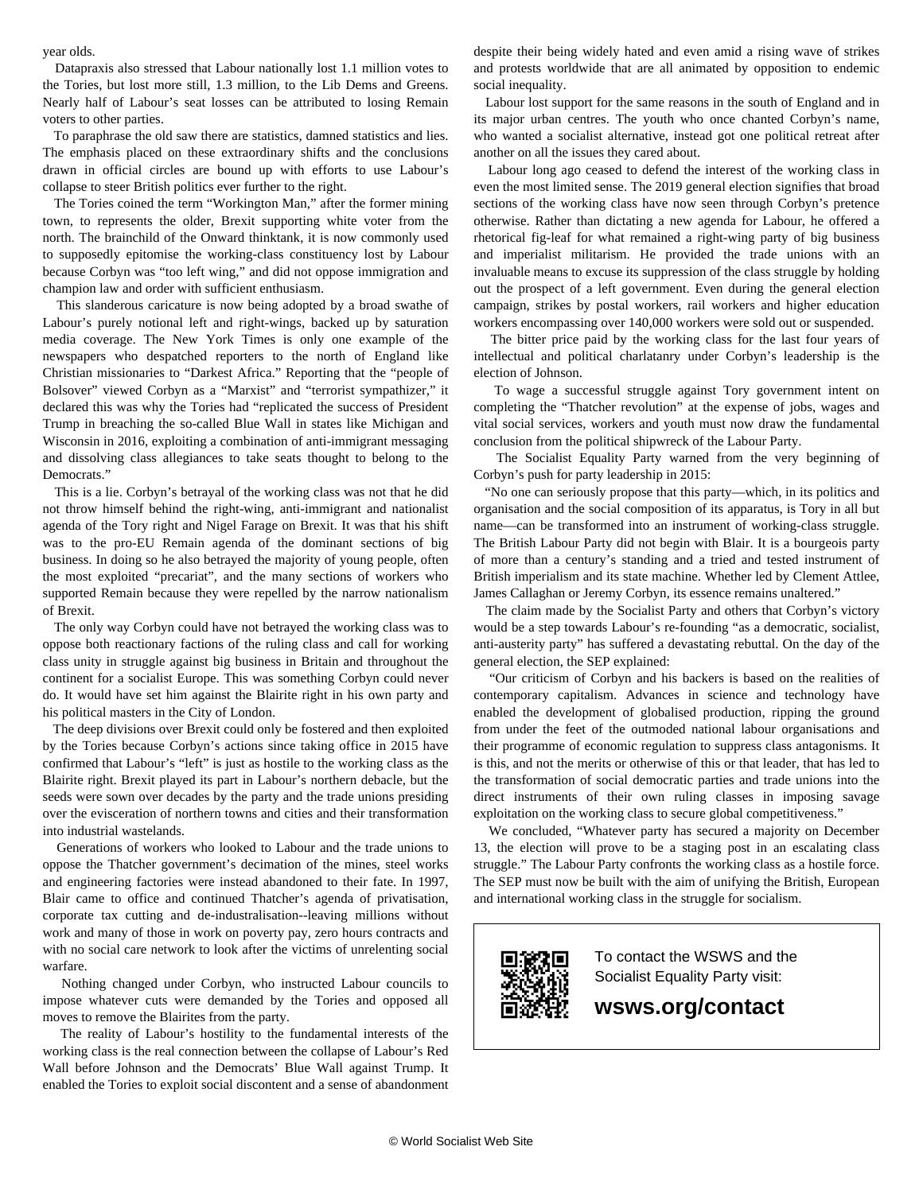year olds.

Datapraxis also stressed that Labour nationally lost 1.1 million votes to the Tories, but lost more still, 1.3 million, to the Lib Dems and Greens. Nearly half of Labour's seat losses can be attributed to losing Remain voters to other parties.

To paraphrase the old saw there are statistics, damned statistics and lies. The emphasis placed on these extraordinary shifts and the conclusions drawn in official circles are bound up with efforts to use Labour's collapse to steer British politics ever further to the right.

The Tories coined the term "Workington Man," after the former mining town, to represents the older, Brexit supporting white voter from the north. The brainchild of the Onward thinktank, it is now commonly used to supposedly epitomise the working-class constituency lost by Labour because Corbyn was "too left wing," and did not oppose immigration and champion law and order with sufficient enthusiasm.

This slanderous caricature is now being adopted by a broad swathe of Labour's purely notional left and right-wings, backed up by saturation media coverage. The New York Times is only one example of the newspapers who despatched reporters to the north of England like Christian missionaries to "Darkest Africa." Reporting that the "people of Bolsover" viewed Corbyn as a "Marxist" and "terrorist sympathizer," it declared this was why the Tories had "replicated the success of President Trump in breaching the so-called Blue Wall in states like Michigan and Wisconsin in 2016, exploiting a combination of anti-immigrant messaging and dissolving class allegiances to take seats thought to belong to the Democrats."

This is a lie. Corbyn's betrayal of the working class was not that he did not throw himself behind the right-wing, anti-immigrant and nationalist agenda of the Tory right and Nigel Farage on Brexit. It was that his shift was to the pro-EU Remain agenda of the dominant sections of big business. In doing so he also betrayed the majority of young people, often the most exploited "precariat", and the many sections of workers who supported Remain because they were repelled by the narrow nationalism of Brexit.

The only way Corbyn could have not betrayed the working class was to oppose both reactionary factions of the ruling class and call for working class unity in struggle against big business in Britain and throughout the continent for a socialist Europe. This was something Corbyn could never do. It would have set him against the Blairite right in his own party and his political masters in the City of London.

The deep divisions over Brexit could only be fostered and then exploited by the Tories because Corbyn's actions since taking office in 2015 have confirmed that Labour's "left" is just as hostile to the working class as the Blairite right. Brexit played its part in Labour's northern debacle, but the seeds were sown over decades by the party and the trade unions presiding over the evisceration of northern towns and cities and their transformation into industrial wastelands.

Generations of workers who looked to Labour and the trade unions to oppose the Thatcher government's decimation of the mines, steel works and engineering factories were instead abandoned to their fate. In 1997, Blair came to office and continued Thatcher's agenda of privatisation, corporate tax cutting and de-industrialisation--leaving millions without work and many of those in work on poverty pay, zero hours contracts and with no social care network to look after the victims of unrelenting social warfare.

Nothing changed under Corbyn, who instructed Labour councils to impose whatever cuts were demanded by the Tories and opposed all moves to remove the Blairites from the party.

The reality of Labour's hostility to the fundamental interests of the working class is the real connection between the collapse of Labour's Red Wall before Johnson and the Democrats' Blue Wall against Trump. It enabled the Tories to exploit social discontent and a sense of abandonment despite their being widely hated and even amid a rising wave of strikes and protests worldwide that are all animated by opposition to endemic social inequality.

Labour lost support for the same reasons in the south of England and in its major urban centres. The youth who once chanted Corbyn's name, who wanted a socialist alternative, instead got one political retreat after another on all the issues they cared about.

Labour long ago ceased to defend the interest of the working class in even the most limited sense. The 2019 general election signifies that broad sections of the working class have now seen through Corbyn's pretence otherwise. Rather than dictating a new agenda for Labour, he offered a rhetorical fig-leaf for what remained a right-wing party of big business and imperialist militarism. He provided the trade unions with an invaluable means to excuse its suppression of the class struggle by holding out the prospect of a left government. Even during the general election campaign, strikes by postal workers, rail workers and higher education workers encompassing over 140,000 workers were sold out or suspended.

The bitter price paid by the working class for the last four years of intellectual and political charlatanry under Corbyn's leadership is the election of Johnson.

To wage a successful struggle against Tory government intent on completing the "Thatcher revolution" at the expense of jobs, wages and vital social services, workers and youth must now draw the fundamental conclusion from the political shipwreck of the Labour Party.

The Socialist Equality Party warned from the very beginning of Corbyn's push for party leadership in 2015:

"No one can seriously propose that this party—which, in its politics and organisation and the social composition of its apparatus, is Tory in all but name—can be transformed into an instrument of working-class struggle. The British Labour Party did not begin with Blair. It is a bourgeois party of more than a century's standing and a tried and tested instrument of British imperialism and its state machine. Whether led by Clement Attlee, James Callaghan or Jeremy Corbyn, its essence remains unaltered."

The claim made by the Socialist Party and others that Corbyn's victory would be a step towards Labour's re-founding "as a democratic, socialist, anti-austerity party" has suffered a devastating rebuttal. On the day of the general election, the SEP explained:

"Our criticism of Corbyn and his backers is based on the realities of contemporary capitalism. Advances in science and technology have enabled the development of globalised production, ripping the ground from under the feet of the outmoded national labour organisations and their programme of economic regulation to suppress class antagonisms. It is this, and not the merits or otherwise of this or that leader, that has led to the transformation of social democratic parties and trade unions into the direct instruments of their own ruling classes in imposing savage exploitation on the working class to secure global competitiveness."

We concluded, "Whatever party has secured a majority on December 13, the election will prove to be a staging post in an escalating class struggle." The Labour Party confronts the working class as a hostile force. The SEP must now be built with the aim of unifying the British, European and international working class in the struggle for socialism.

To contact the WSWS and the Socialist Equality Party visit:

**wsws.org/contact**